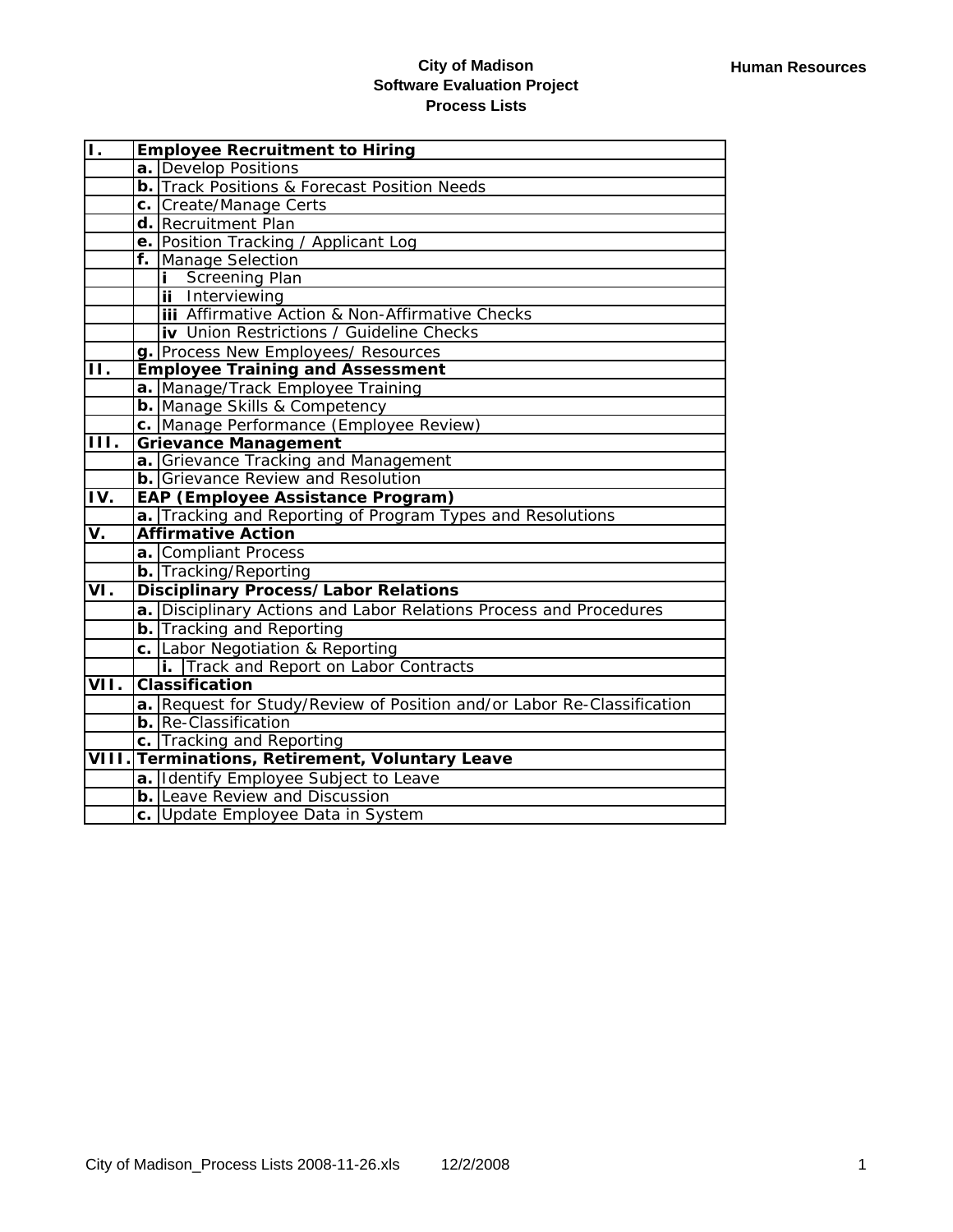**City of Madison**
**Software Evaluation Project**
**Process Lists**

**Human Resources**

| | | |
|---|---|---|
| **I.** | **Employee Recruitment to Hiring** | |
| | **a.** | Develop Positions |
| | **b.** | Track Positions & Forecast Position Needs |
| | **c.** | Create/Manage Certs |
| | **d.** | Recruitment Plan |
| | **e.** | Position Tracking / Applicant Log |
| | **f.** | Manage Selection |
| | | **i** Screening Plan |
| | | **ii** Interviewing |
| | | **iii** Affirmative Action & Non-Affirmative Checks |
| | | **iv** Union Restrictions / Guideline Checks |
| | **g.** | Process New Employees/ Resources |
| **II.** | **Employee Training and Assessment** | |
| | **a.** | Manage/Track Employee Training |
| | **b.** | Manage Skills & Competency |
| | **c.** | Manage Performance (Employee Review) |
| **III.** | **Grievance Management** | |
| | **a.** | Grievance Tracking and Management |
| | **b.** | Grievance Review and Resolution |
| **IV.** | **EAP (Employee Assistance Program)** | |
| | **a.** | Tracking and Reporting of Program Types and Resolutions |
| **V.** | **Affirmative Action** | |
| | **a.** | Compliant Process |
| | **b.** | Tracking/Reporting |
| **VI.** | **Disciplinary Process/Labor Relations** | |
| | **a.** | Disciplinary Actions and Labor Relations Process and Procedures |
| | **b.** | Tracking and Reporting |
| | **c.** | Labor Negotiation & Reporting |
| | | **i.** Track and Report on Labor Contracts |
| **VII.** | **Classification** | |
| | **a.** | Request for Study/Review of Position and/or Labor Re-Classification |
| | **b.** | Re-Classification |
| | **c.** | Tracking and Reporting |
| **VIII.** | **Terminations, Retirement, Voluntary Leave** | |
| | **a.** | Identify Employee Subject to Leave |
| | **b.** | Leave Review and Discussion |
| | **c.** | Update Employee Data in System |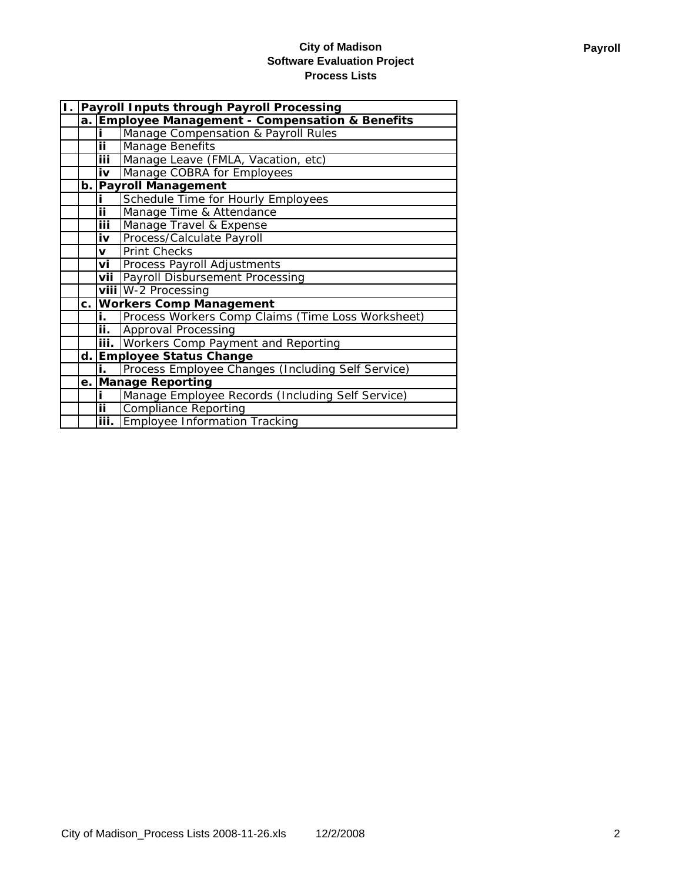# City of Madison
## Software Evaluation Project
## Process Lists

**Payroll**

| I. | Payroll Inputs through Payroll Processing | | |
|---|---|---|---|
| | a. | Employee Management - Compensation & Benefits | |
| | | i | Manage Compensation & Payroll Rules |
| | | ii | Manage Benefits |
| | | iii | Manage Leave (FMLA, Vacation, etc) |
| | | iv | Manage COBRA for Employees |
| | b. | Payroll Management | |
| | | i | Schedule Time for Hourly Employees |
| | | ii | Manage Time & Attendance |
| | | iii | Manage Travel & Expense |
| | | iv | Process/Calculate Payroll |
| | | v | Print Checks |
| | | vi | Process Payroll Adjustments |
| | | vii | Payroll Disbursement Processing |
| | | viii | W-2 Processing |
| | c. | Workers Comp Management | |
| | | i. | Process Workers Comp Claims (Time Loss Worksheet) |
| | | ii. | Approval Processing |
| | | iii. | Workers Comp Payment and Reporting |
| | d. | Employee Status Change | |
| | | i. | Process Employee Changes (Including Self Service) |
| | e. | Manage Reporting | |
| | | i | Manage Employee Records (Including Self Service) |
| | | ii | Compliance Reporting |
| | | iii. | Employee Information Tracking |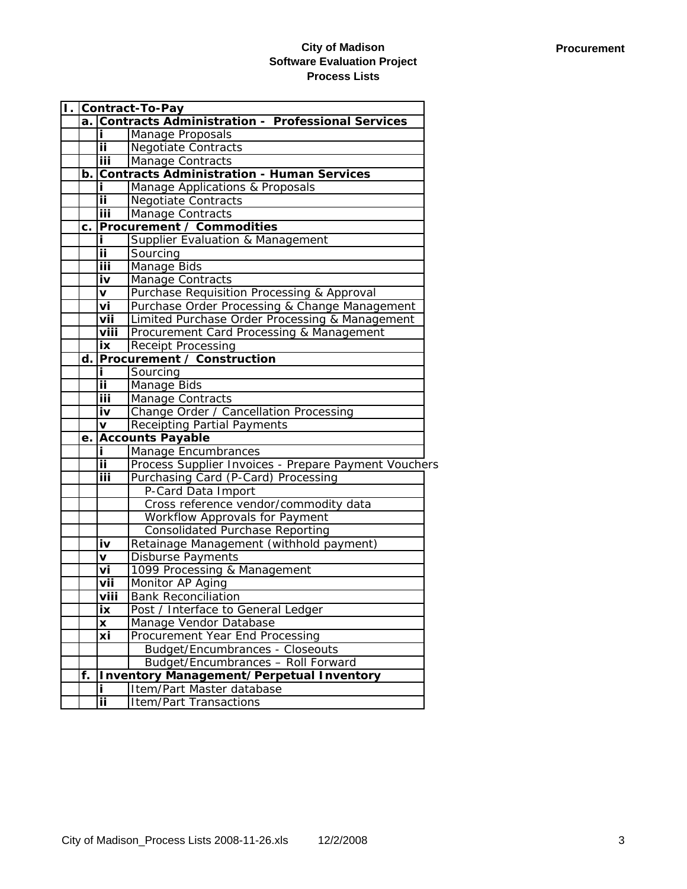**City of Madison**
**Software Evaluation Project**
**Process Lists**

**Procurement**

| | | | |
|---|---|---|---|
| **I.** | **Contract-To-Pay** | | |
| | **a.** | **Contracts Administration - Professional Services** | |
| | | **i** | Manage Proposals |
| | | **ii** | Negotiate Contracts |
| | | **iii** | Manage Contracts |
| | **b.** | **Contracts Administration - Human Services** | |
| | | **i** | Manage Applications & Proposals |
| | | **ii** | Negotiate Contracts |
| | | **iii** | Manage Contracts |
| | **c.** | **Procurement / Commodities** | |
| | | **i** | Supplier Evaluation & Management |
| | | **ii** | Sourcing |
| | | **iii** | Manage Bids |
| | | **iv** | Manage Contracts |
| | | **v** | Purchase Requisition Processing & Approval |
| | | **vi** | Purchase Order Processing & Change Management |
| | | **vii** | Limited Purchase Order Processing & Management |
| | | **viii** | Procurement Card Processing & Management |
| | | **ix** | Receipt Processing |
| | **d.** | **Procurement / Construction** | |
| | | **i** | Sourcing |
| | | **ii** | Manage Bids |
| | | **iii** | Manage Contracts |
| | | **iv** | Change Order / Cancellation Processing |
| | | **v** | Receipting Partial Payments |
| | **e.** | **Accounts Payable** | |
| | | **i** | Manage Encumbrances |
| | | **ii** | Process Supplier Invoices - Prepare Payment Vouchers |
| | | **iii** | Purchasing Card (P-Card) Processing |
| | | | P-Card Data Import |
| | | | Cross reference vendor/commodity data |
| | | | Workflow Approvals for Payment |
| | | | Consolidated Purchase Reporting |
| | | **iv** | Retainage Management (withhold payment) |
| | | **v** | Disburse Payments |
| | | **vi** | 1099 Processing & Management |
| | | **vii** | Monitor AP Aging |
| | | **viii** | Bank Reconciliation |
| | | **ix** | Post / Interface to General Ledger |
| | | **x** | Manage Vendor Database |
| | | **xi** | Procurement Year End Processing |
| | | | Budget/Encumbrances - Closeouts |
| | | | Budget/Encumbrances – Roll Forward |
| | **f.** | **Inventory Management/Perpetual Inventory** | |
| | | **i** | Item/Part Master database |
| | | **ii** | Item/Part Transactions |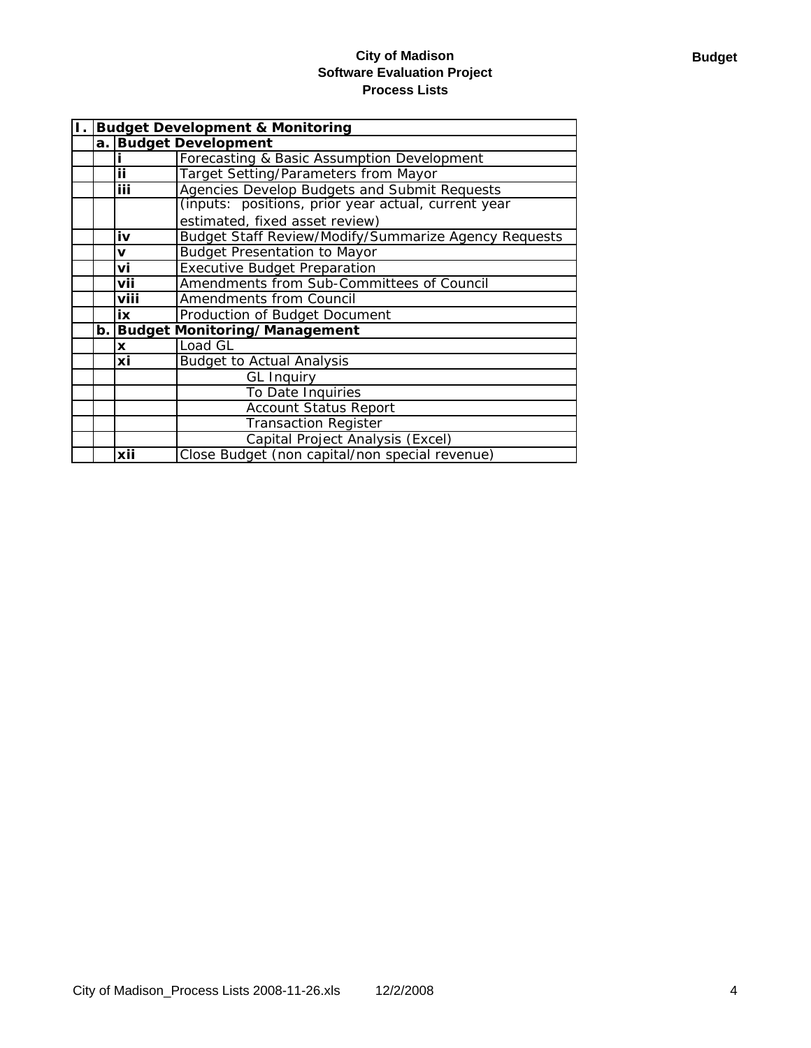**City of Madison**
**Software Evaluation Project**
**Process Lists**

**Budget**

| I. | Budget Development & Monitoring | | |
|---|---|---|---|
| | **a.** | **Budget Development** | |
| | | **i** | Forecasting & Basic Assumption Development |
| | | **ii** | Target Setting/Parameters from Mayor |
| | | **iii** | Agencies Develop Budgets and Submit Requests |
| | | | (inputs: positions, prior year actual, current year estimated, fixed asset review) |
| | | **iv** | Budget Staff Review/Modify/Summarize Agency Requests |
| | | **v** | Budget Presentation to Mayor |
| | | **vi** | Executive Budget Preparation |
| | | **vii** | Amendments from Sub-Committees of Council |
| | | **viii** | Amendments from Council |
| | | **ix** | Production of Budget Document |
| | **b.** | **Budget Monitoring/Management** | |
| | | **x** | Load GL |
| | | **xi** | Budget to Actual Analysis |
| | | | GL Inquiry |
| | | | To Date Inquiries |
| | | | Account Status Report |
| | | | Transaction Register |
| | | | Capital Project Analysis (Excel) |
| | | **xii** | Close Budget (non capital/non special revenue) |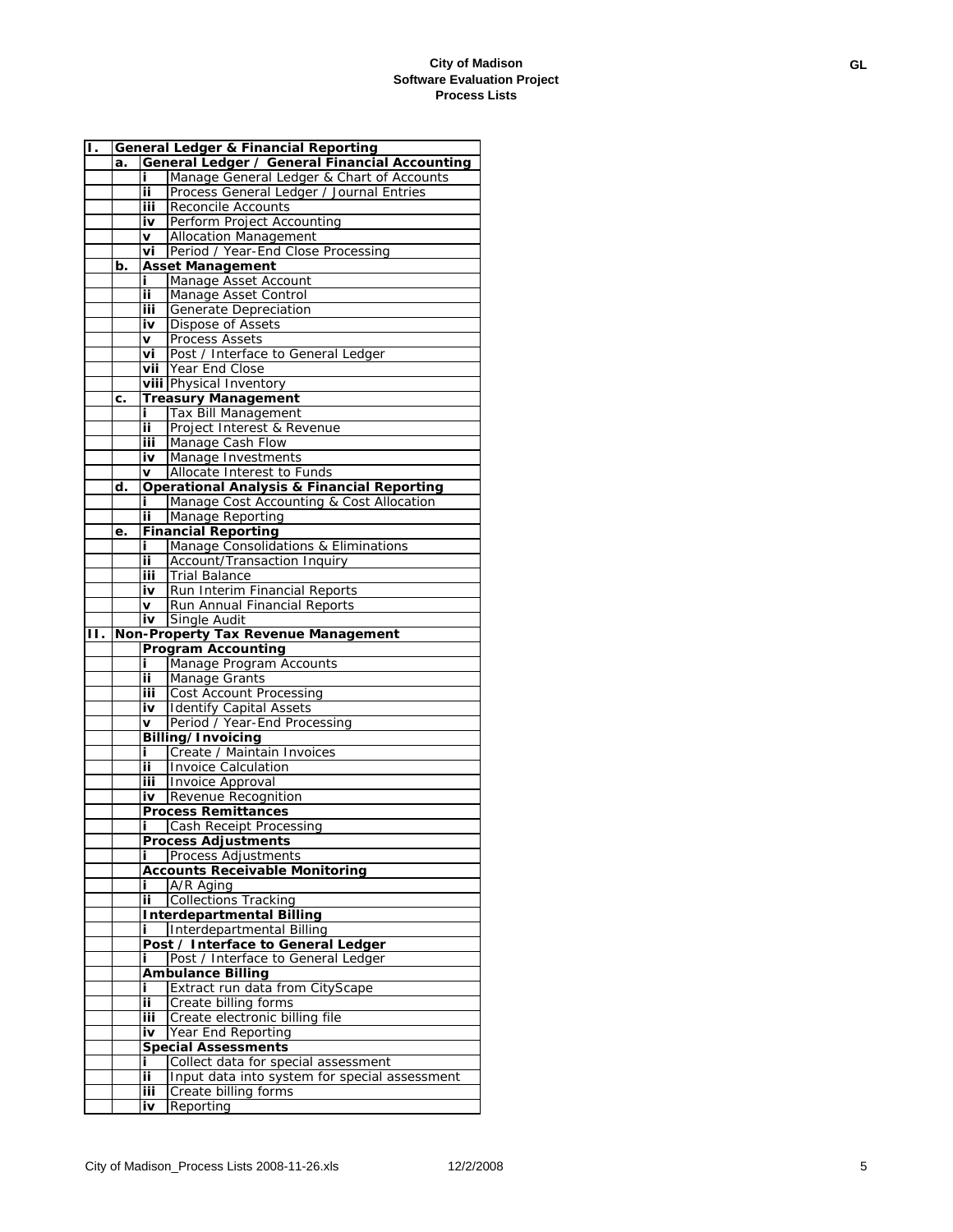**City of Madison**
**Software Evaluation Project**
**Process Lists**

GL

| | | | |
|---|---|---|---|
| **I.** | **General Ledger & Financial Reporting** | | |
| | **a.** | **General Ledger / General Financial Accounting** | |
| | | **i** | Manage General Ledger & Chart of Accounts |
| | | **ii** | Process General Ledger / Journal Entries |
| | | **iii** | Reconcile Accounts |
| | | **iv** | Perform Project Accounting |
| | | **v** | Allocation Management |
| | | **vi** | Period / Year-End Close Processing |
| | **b.** | **Asset Management** | |
| | | **i** | Manage Asset Account |
| | | **ii** | Manage Asset Control |
| | | **iii** | Generate Depreciation |
| | | **iv** | Dispose of Assets |
| | | **v** | Process Assets |
| | | **vi** | Post / Interface to General Ledger |
| | | **vii** | Year End Close |
| | | **viii** | Physical Inventory |
| | **c.** | **Treasury Management** | |
| | | **i** | Tax Bill Management |
| | | **ii** | Project Interest & Revenue |
| | | **iii** | Manage Cash Flow |
| | | **iv** | Manage Investments |
| | | **v** | Allocate Interest to Funds |
| | **d.** | **Operational Analysis & Financial Reporting** | |
| | | **i** | Manage Cost Accounting & Cost Allocation |
| | | **ii** | Manage Reporting |
| | **e.** | **Financial Reporting** | |
| | | **i** | Manage Consolidations & Eliminations |
| | | **ii** | Account/Transaction Inquiry |
| | | **iii** | Trial Balance |
| | | **iv** | Run Interim Financial Reports |
| | | **v** | Run Annual Financial Reports |
| | | **iv** | Single Audit |
| **II.** | **Non-Property Tax Revenue Management** | | |
| | | **Program Accounting** | |
| | | **i** | Manage Program Accounts |
| | | **ii** | Manage Grants |
| | | **iii** | Cost Account Processing |
| | | **iv** | Identify Capital Assets |
| | | **v** | Period / Year-End Processing |
| | | **Billing/Invoicing** | |
| | | **i** | Create / Maintain Invoices |
| | | **ii** | Invoice Calculation |
| | | **iii** | Invoice Approval |
| | | **iv** | Revenue Recognition |
| | | **Process Remittances** | |
| | | **i** | Cash Receipt Processing |
| | | **Process Adjustments** | |
| | | **i** | Process Adjustments |
| | | **Accounts Receivable Monitoring** | |
| | | **i** | A/R Aging |
| | | **ii** | Collections Tracking |
| | | **Interdepartmental Billing** | |
| | | **i** | Interdepartmental Billing |
| | | **Post / Interface to General Ledger** | |
| | | **i** | Post / Interface to General Ledger |
| | | **Ambulance Billing** | |
| | | **i** | Extract run data from CityScape |
| | | **ii** | Create billing forms |
| | | **iii** | Create electronic billing file |
| | | **iv** | Year End Reporting |
| | | **Special Assessments** | |
| | | **i** | Collect data for special assessment |
| | | **ii** | Input data into system for special assessment |
| | | **iii** | Create billing forms |
| | | **iv** | Reporting |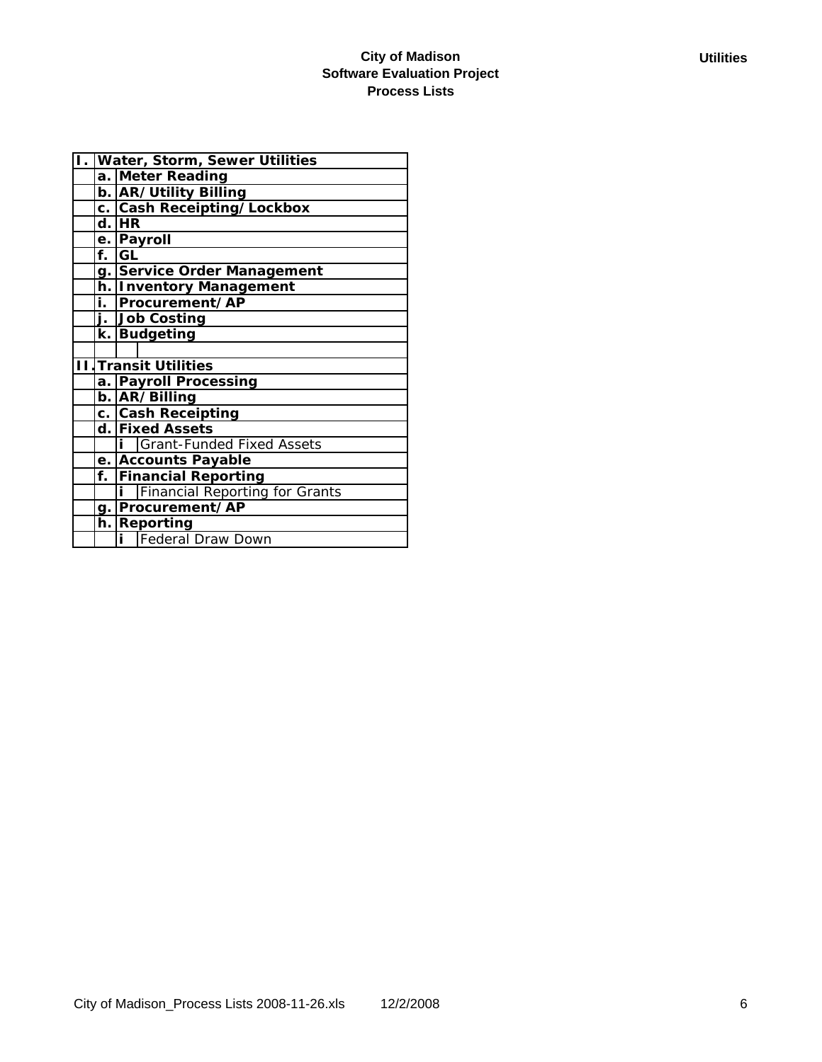**City of Madison**
**Software Evaluation Project**
**Process Lists**

**Utilities**

| | | | |
|---|---|---|---|
| **I.** | **Water, Storm, Sewer Utilities** | | |
| | **a.** | **Meter Reading** | |
| | **b.** | **AR/Utility Billing** | |
| | **c.** | **Cash Receipting/Lockbox** | |
| | **d.** | **HR** | |
| | **e.** | **Payroll** | |
| | **f.** | **GL** | |
| | **g.** | **Service Order Management** | |
| | **h.** | **Inventory Management** | |
| | **i.** | **Procurement/AP** | |
| | **j.** | **Job Costing** | |
| | **k.** | **Budgeting** | |
| | | | |
| **II.** | **Transit Utilities** | | |
| | **a.** | **Payroll Processing** | |
| | **b.** | **AR/Billing** | |
| | **c.** | **Cash Receipting** | |
| | **d.** | **Fixed Assets** | |
| | | **i** | Grant-Funded Fixed Assets |
| | **e.** | **Accounts Payable** | |
| | **f.** | **Financial Reporting** | |
| | | **i** | Financial Reporting for Grants |
| | **g.** | **Procurement/AP** | |
| | **h.** | **Reporting** | |
| | | **i** | Federal Draw Down |

City of Madison_Process Lists 2008-11-26.xls 12/2/2008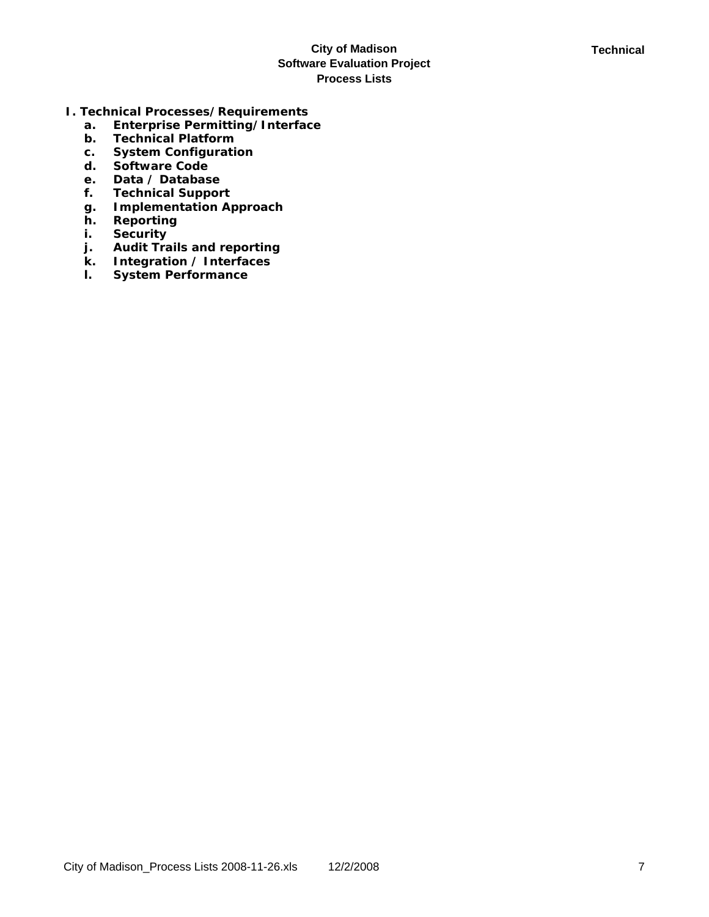**City of Madison**
**Software Evaluation Project**
**Process Lists**

**Technical**

**I. Technical Processes/Requirements**

- **a. Enterprise Permitting/Interface**
- **b. Technical Platform**
- **c. System Configuration**
- **d. Software Code**
- **e. Data / Database**
- **f. Technical Support**
- **g. Implementation Approach**
- **h. Reporting**
- **i. Security**
- **j. Audit Trails and reporting**
- **k. Integration / Interfaces**
- **l. System Performance**